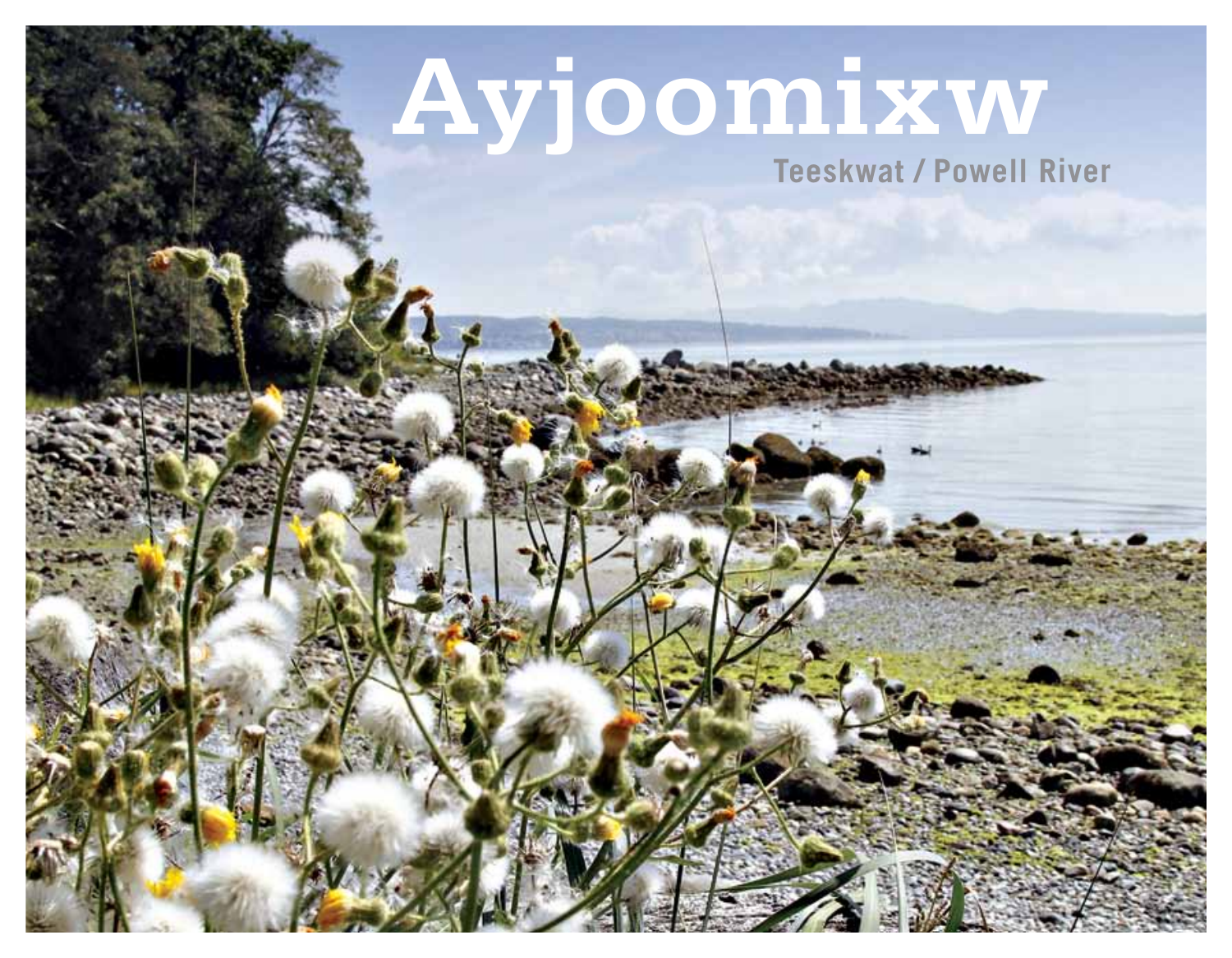# Ayjoomixw

Teeskwat / Powell River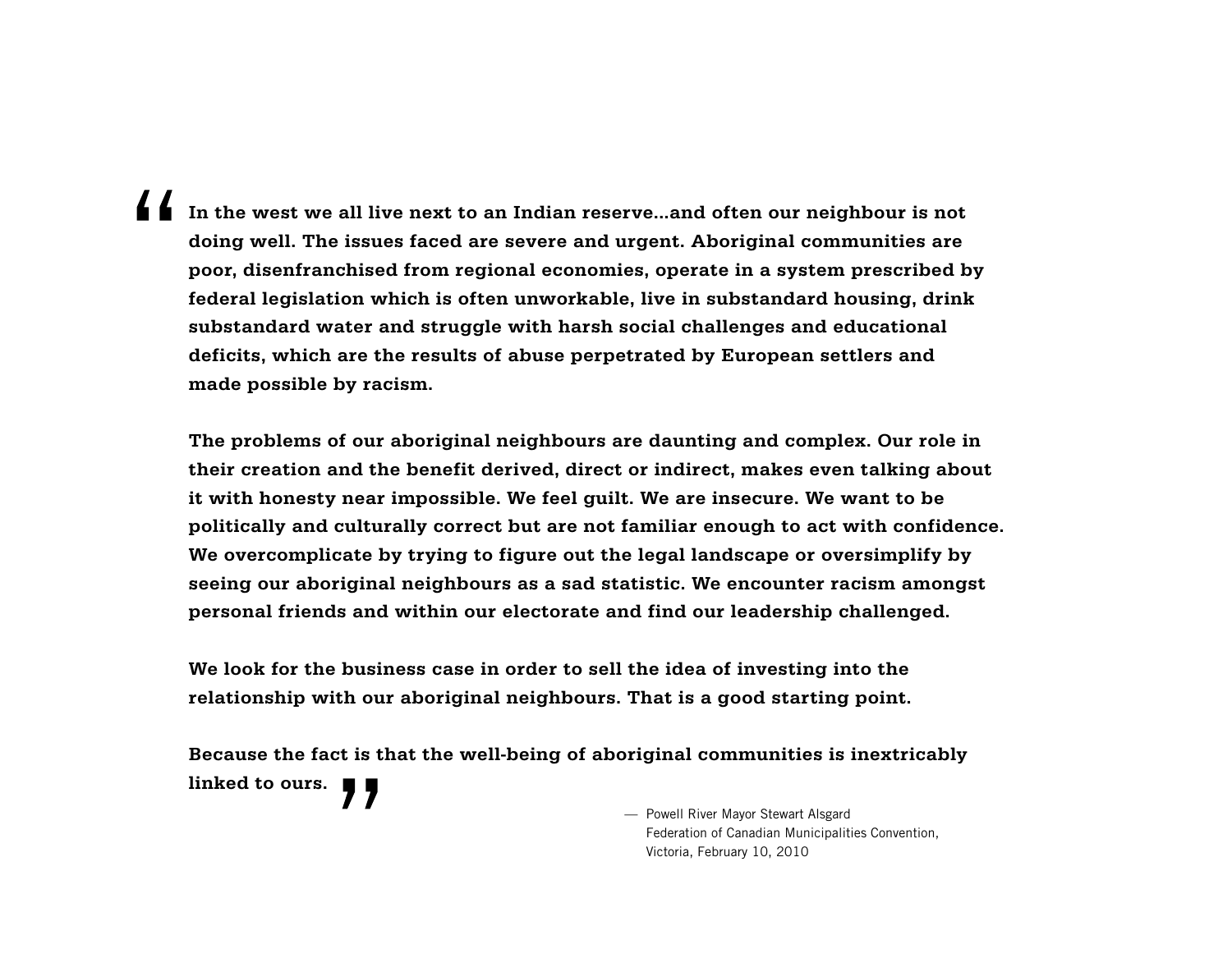> **"In the west we all live next to an Indian reserve…and often our neighbour is not doing well. The issues faced are severe and urgent. Aboriginal communities are poor, disenfranchised from regional economies, operate in a system prescribed by federal legislation which is often unworkable, live in substandard housing, drink substandard water and struggle with harsh social challenges and educational deficits, which are the results of abuse perpetrated by European settlers and made possible by racism.**
>
> **The problems of our aboriginal neighbours are daunting and complex. Our role in their creation and the benefit derived, direct or indirect, makes even talking about it with honesty near impossible. We feel guilt. We are insecure. We want to be politically and culturally correct but are not familiar enough to act with confidence. We overcomplicate by trying to figure out the legal landscape or oversimplify by seeing our aboriginal neighbours as a sad statistic. We encounter racism amongst personal friends and within our electorate and find our leadership challenged.**
>
> **We look for the business case in order to sell the idea of investing into the relationship with our aboriginal neighbours. That is a good starting point.**
>
> **Because the fact is that the well-being of aboriginal communities is inextricably linked to ours."**

— Powell River Mayor Stewart Alsgard
Federation of Canadian Municipalities Convention,
Victoria, February 10, 2010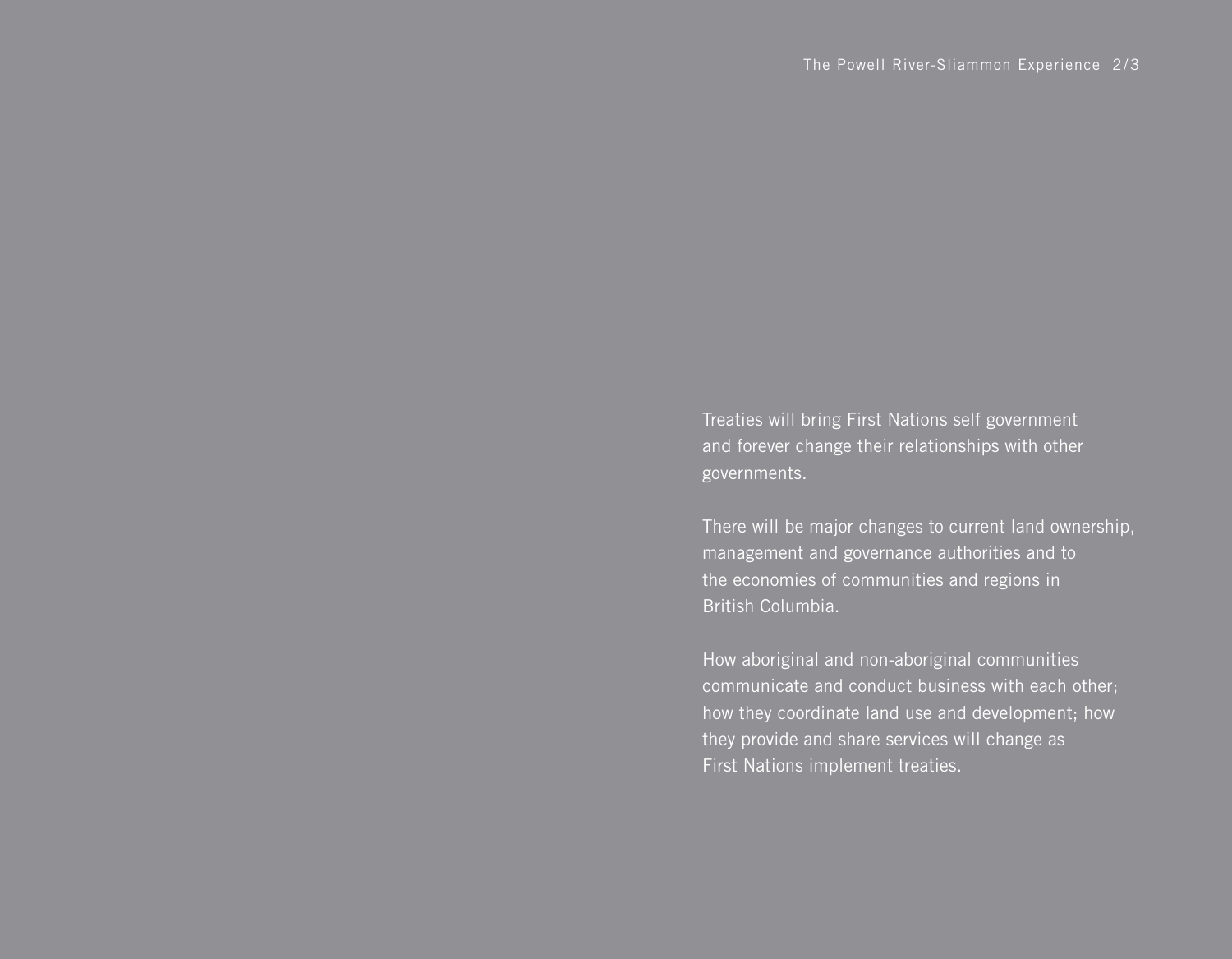Treaties will bring First Nations self government and forever change their relationships with other governments.

There will be major changes to current land ownership, management and governance authorities and to the economies of communities and regions in British Columbia.

How aboriginal and non-aboriginal communities communicate and conduct business with each other; how they coordinate land use and development; how they provide and share services will change as First Nations implement treaties.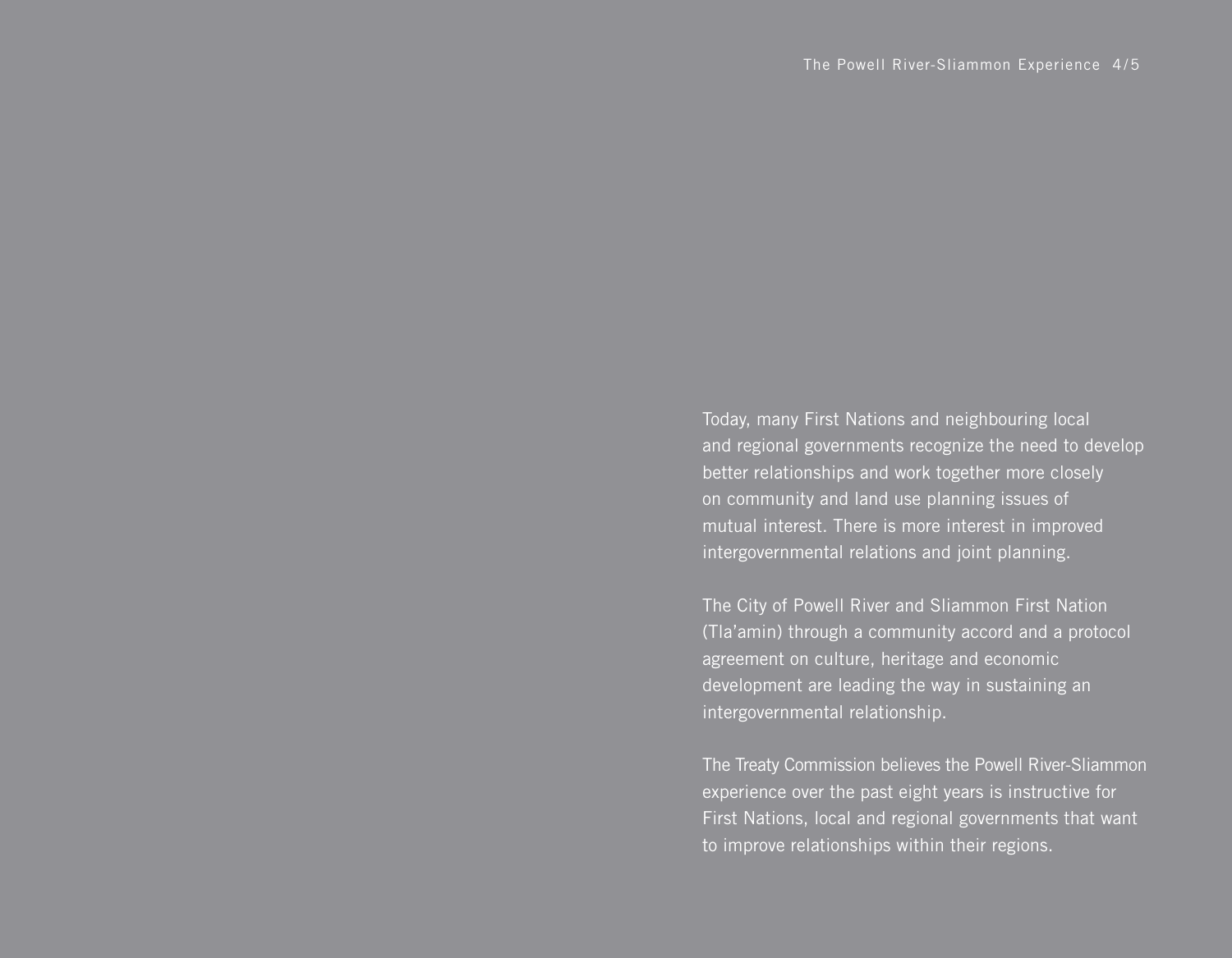Today, many First Nations and neighbouring local and regional governments recognize the need to develop better relationships and work together more closely on community and land use planning issues of mutual interest. There is more interest in improved intergovernmental relations and joint planning.

The City of Powell River and Sliammon First Nation (Tla'amin) through a community accord and a protocol agreement on culture, heritage and economic development are leading the way in sustaining an intergovernmental relationship.

The Treaty Commission believes the Powell River-Sliammon experience over the past eight years is instructive for First Nations, local and regional governments that want to improve relationships within their regions.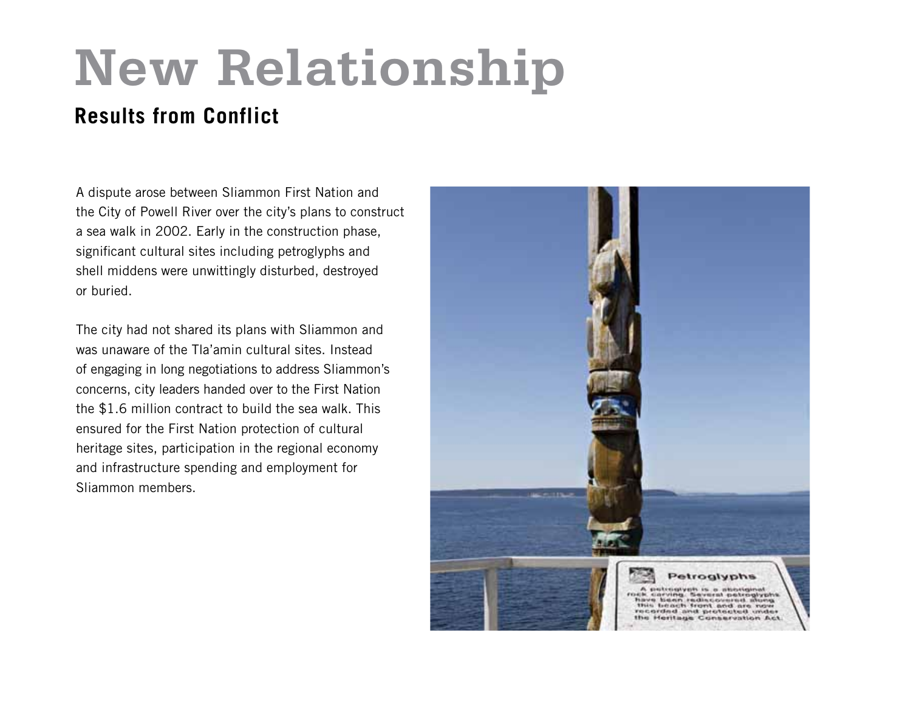# New Relationship

## Results from Conflict

A dispute arose between Sliammon First Nation and the City of Powell River over the city's plans to construct a sea walk in 2002. Early in the construction phase, significant cultural sites including petroglyphs and shell middens were unwittingly disturbed, destroyed or buried.

The city had not shared its plans with Sliammon and was unaware of the Tla'amin cultural sites. Instead of engaging in long negotiations to address Sliammon's concerns, city leaders handed over to the First Nation the $1.6 million contract to build the sea walk. This ensured for the First Nation protection of cultural heritage sites, participation in the regional economy and infrastructure spending and employment for Sliammon members.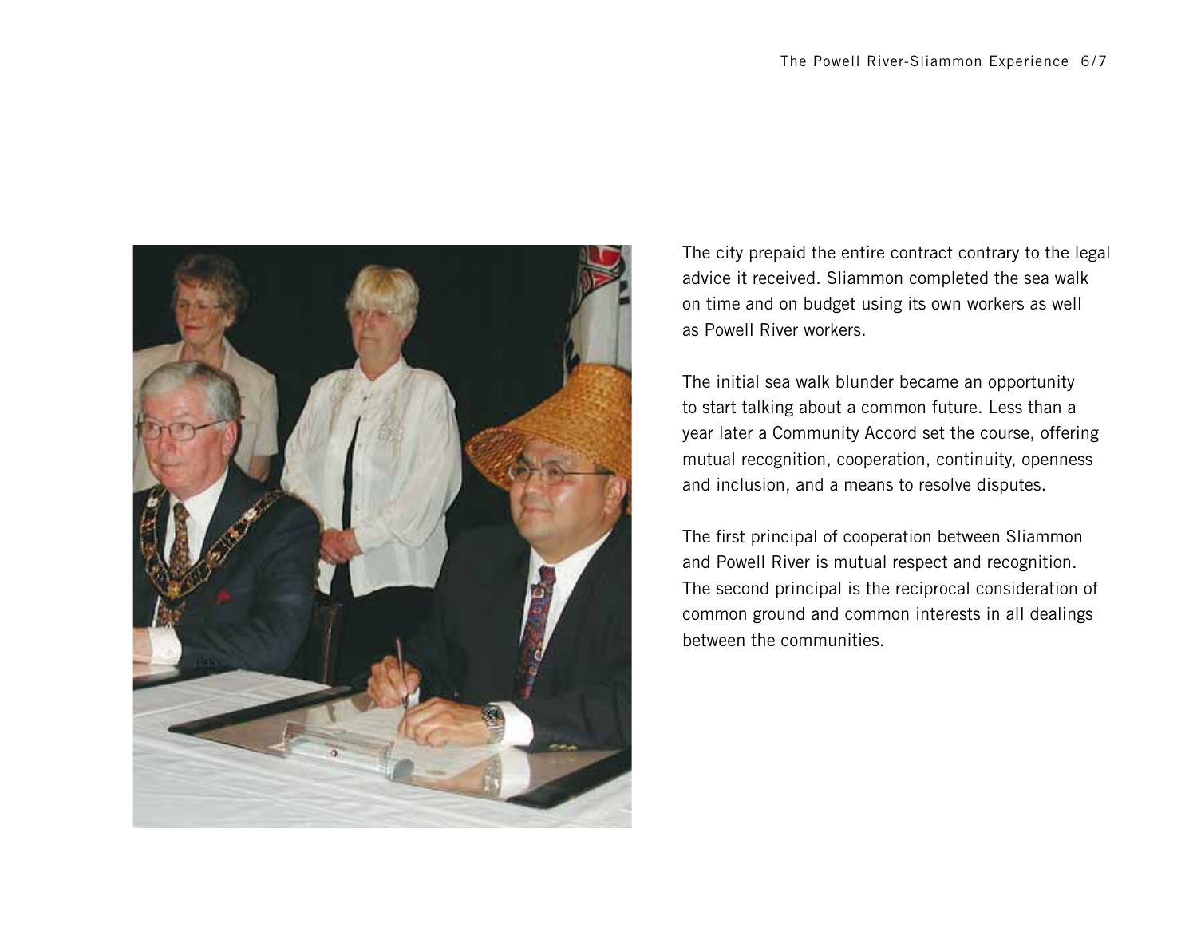The city prepaid the entire contract contrary to the legal advice it received. Sliammon completed the sea walk on time and on budget using its own workers as well as Powell River workers.

The initial sea walk blunder became an opportunity to start talking about a common future. Less than a year later a Community Accord set the course, offering mutual recognition, cooperation, continuity, openness and inclusion, and a means to resolve disputes.

The first principal of cooperation between Sliammon and Powell River is mutual respect and recognition. The second principal is the reciprocal consideration of common ground and common interests in all dealings between the communities.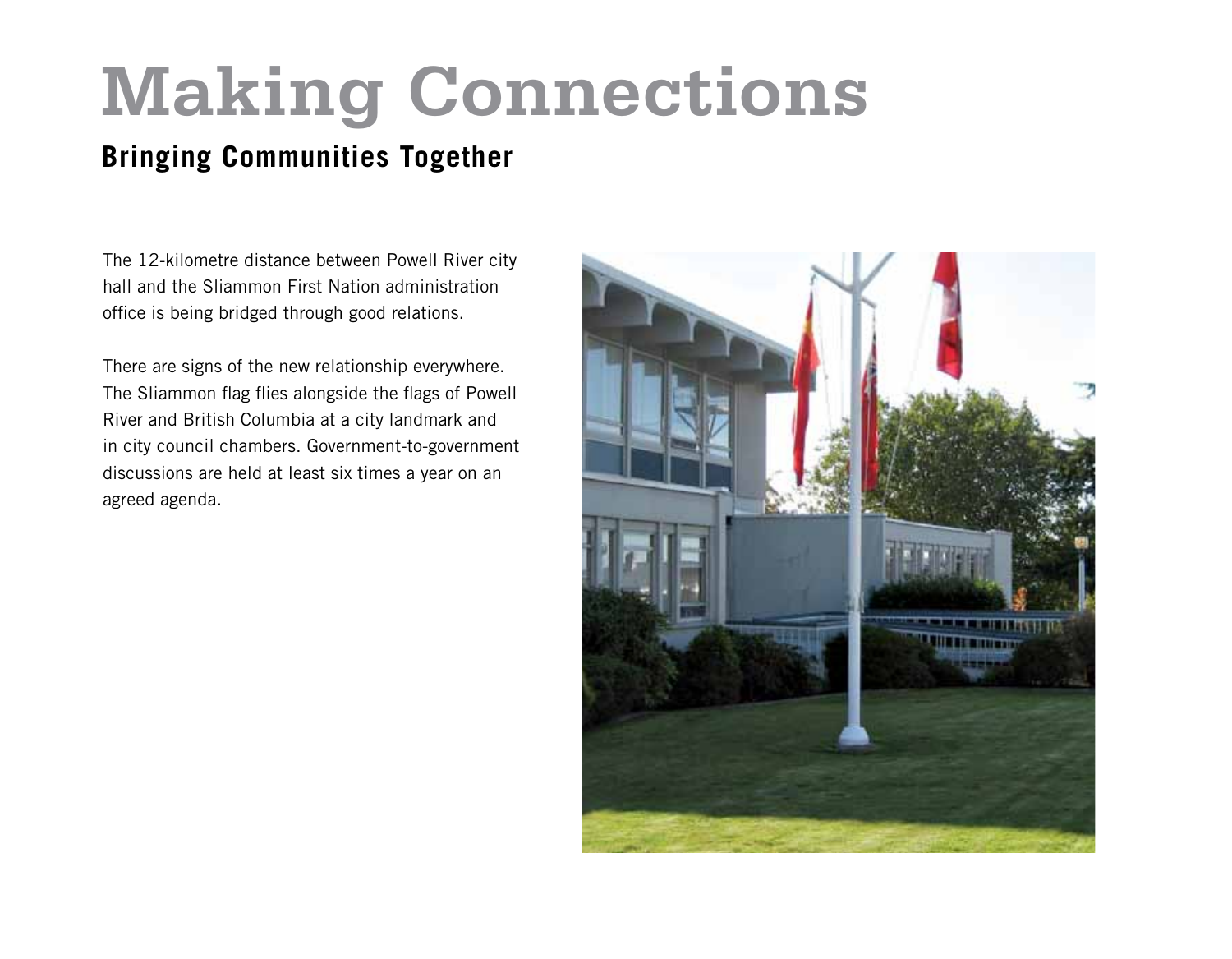# Making Connections

## Bringing Communities Together

The 12-kilometre distance between Powell River city hall and the Sliammon First Nation administration office is being bridged through good relations.

There are signs of the new relationship everywhere. The Sliammon flag flies alongside the flags of Powell River and British Columbia at a city landmark and in city council chambers. Government-to-government discussions are held at least six times a year on an agreed agenda.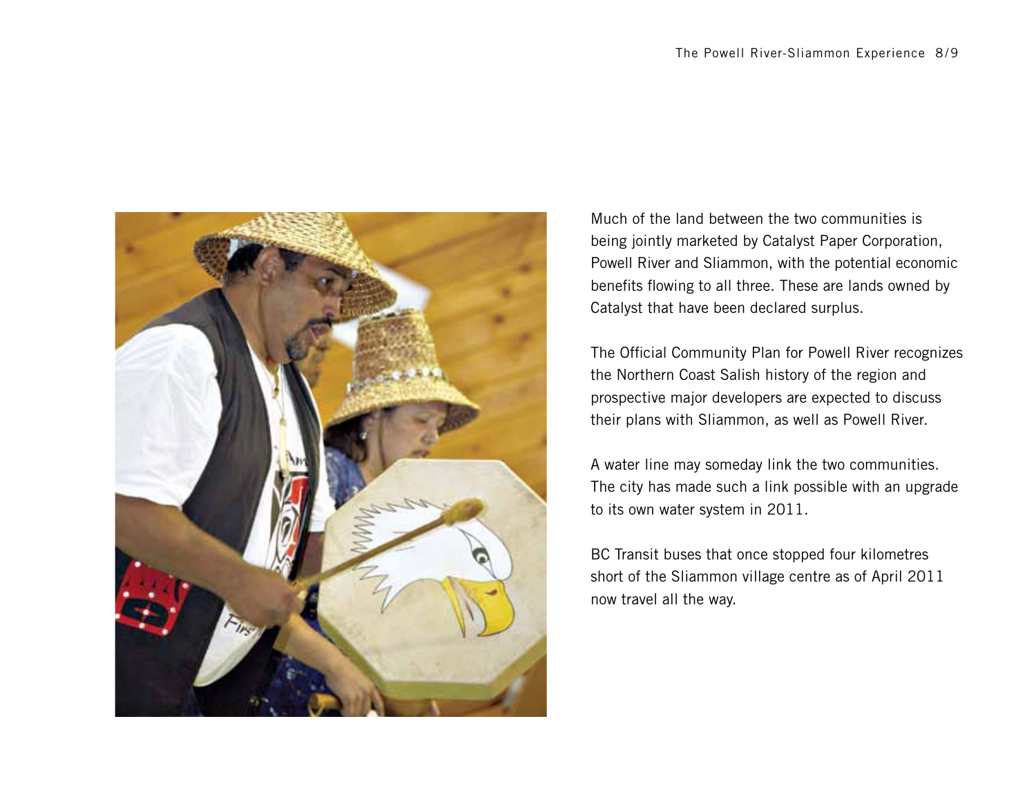Much of the land between the two communities is being jointly marketed by Catalyst Paper Corporation, Powell River and Sliammon, with the potential economic benefits flowing to all three. These are lands owned by Catalyst that have been declared surplus.

The Official Community Plan for Powell River recognizes the Northern Coast Salish history of the region and prospective major developers are expected to discuss their plans with Sliammon, as well as Powell River.

A water line may someday link the two communities. The city has made such a link possible with an upgrade to its own water system in 2011.

BC Transit buses that once stopped four kilometres short of the Sliammon village centre as of April 2011 now travel all the way.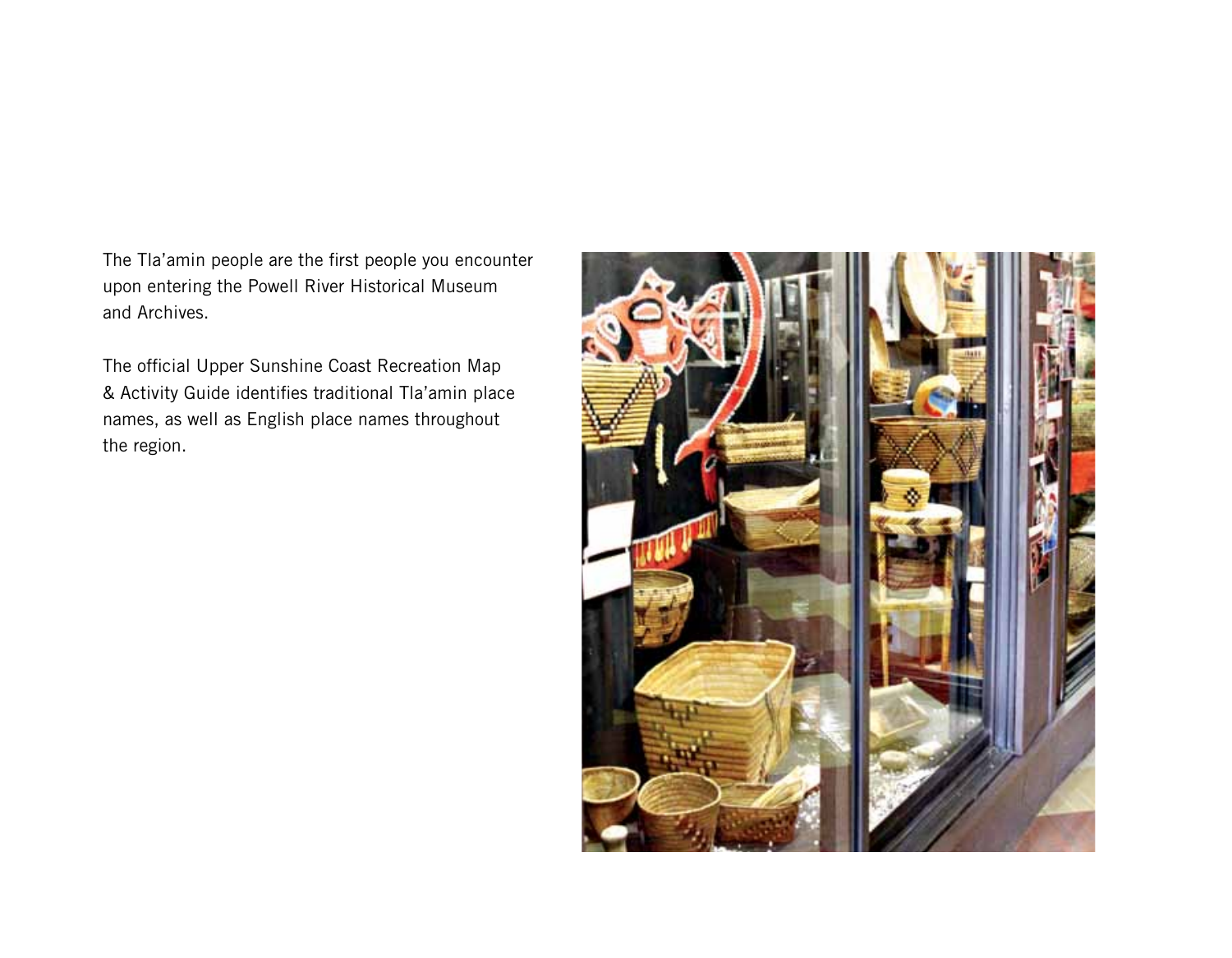The Tla'amin people are the first people you encounter upon entering the Powell River Historical Museum and Archives.

The official Upper Sunshine Coast Recreation Map & Activity Guide identifies traditional Tla'amin place names, as well as English place names throughout the region.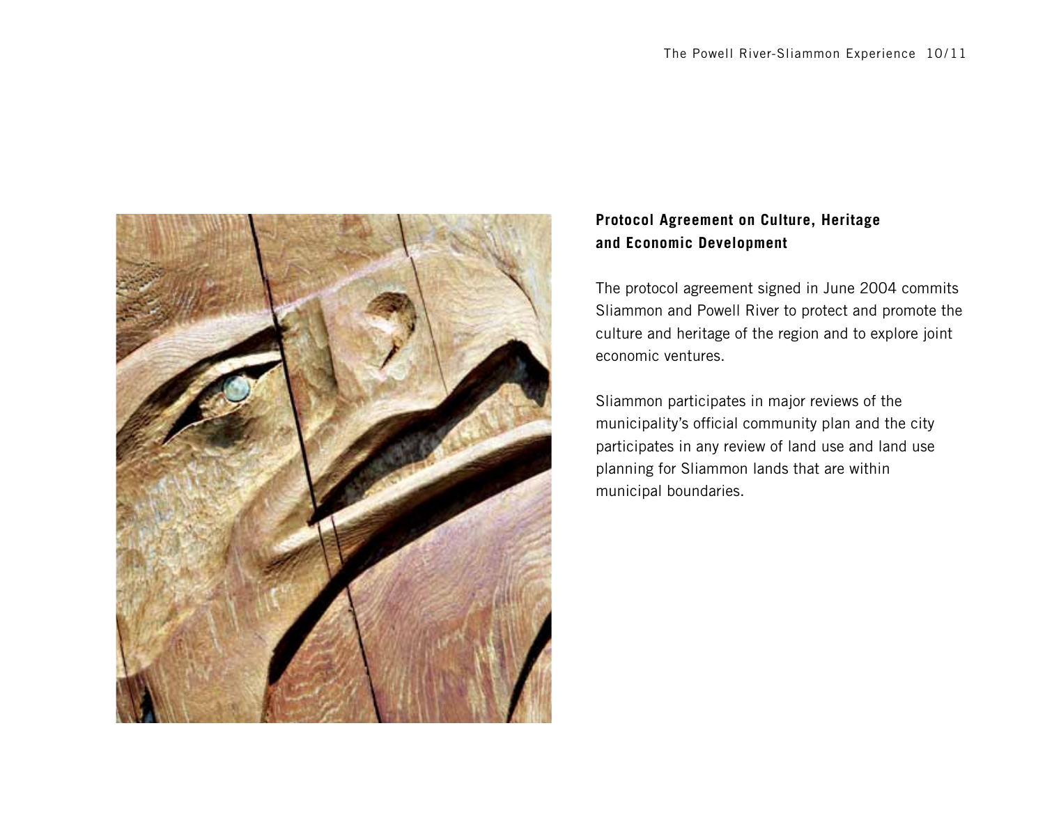### Protocol Agreement on Culture, Heritage and Economic Development

The protocol agreement signed in June 2004 commits Sliammon and Powell River to protect and promote the culture and heritage of the region and to explore joint economic ventures.

Sliammon participates in major reviews of the municipality's official community plan and the city participates in any review of land use and land use planning for Sliammon lands that are within municipal boundaries.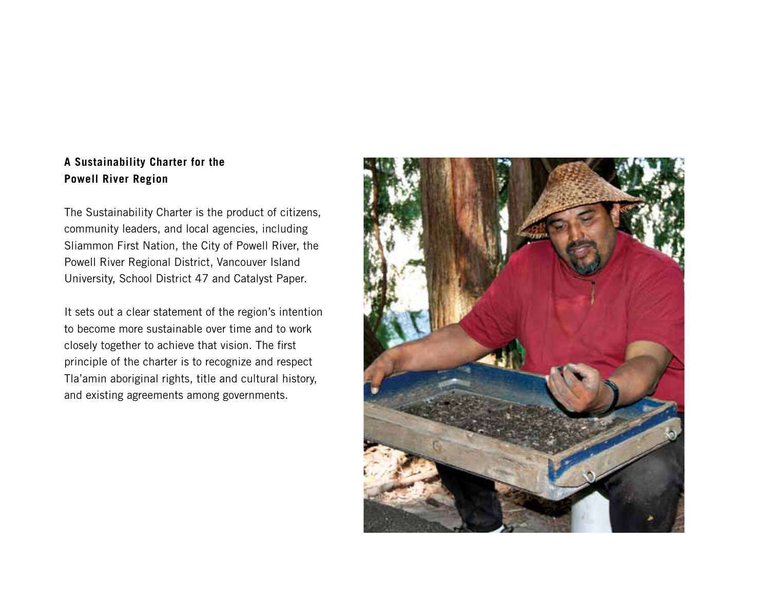**A Sustainability Charter for the Powell River Region**

The Sustainability Charter is the product of citizens, community leaders, and local agencies, including Sliammon First Nation, the City of Powell River, the Powell River Regional District, Vancouver Island University, School District 47 and Catalyst Paper.

It sets out a clear statement of the region's intention to become more sustainable over time and to work closely together to achieve that vision. The first principle of the charter is to recognize and respect Tla'amin aboriginal rights, title and cultural history, and existing agreements among governments.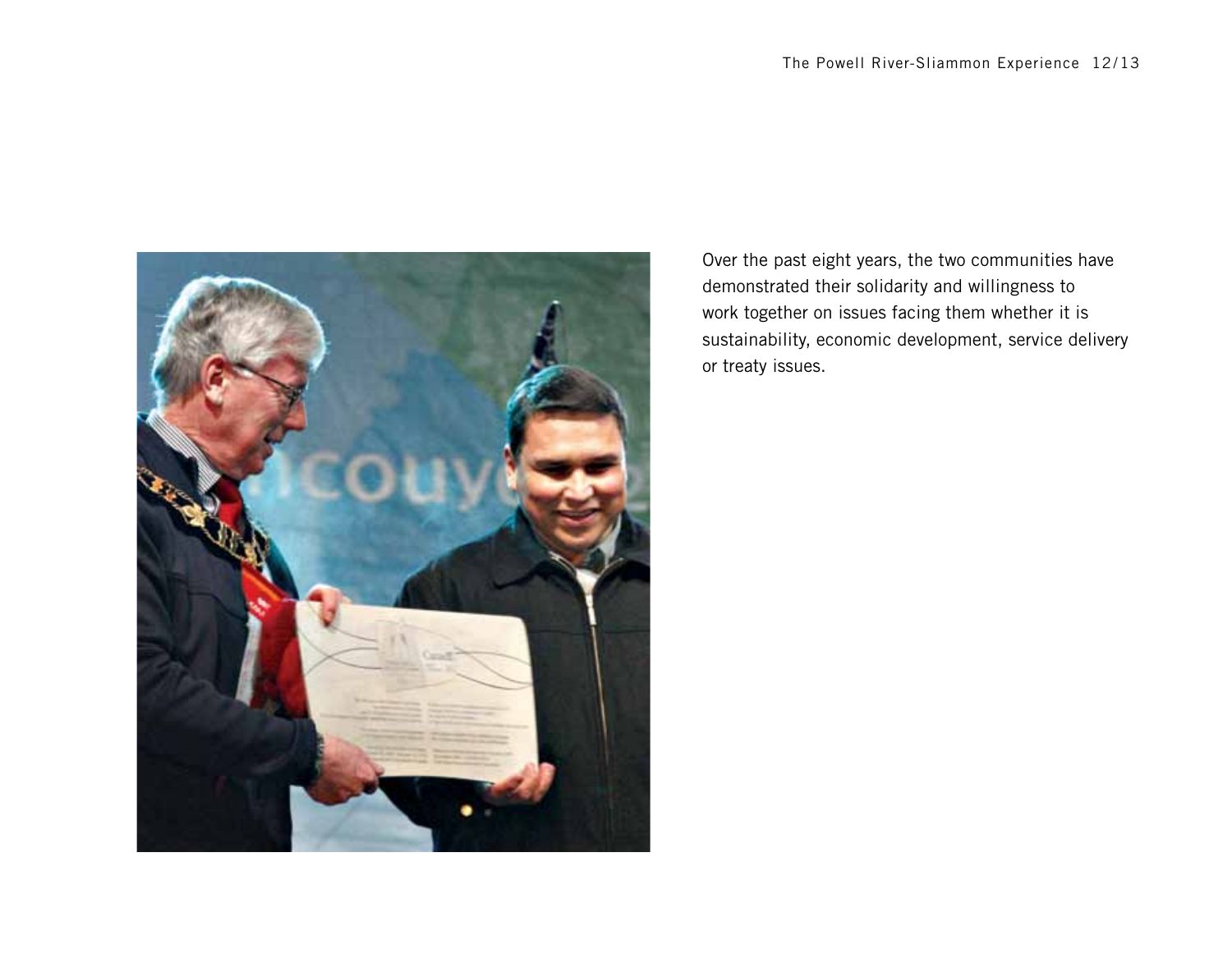Over the past eight years, the two communities have demonstrated their solidarity and willingness to work together on issues facing them whether it is sustainability, economic development, service delivery or treaty issues.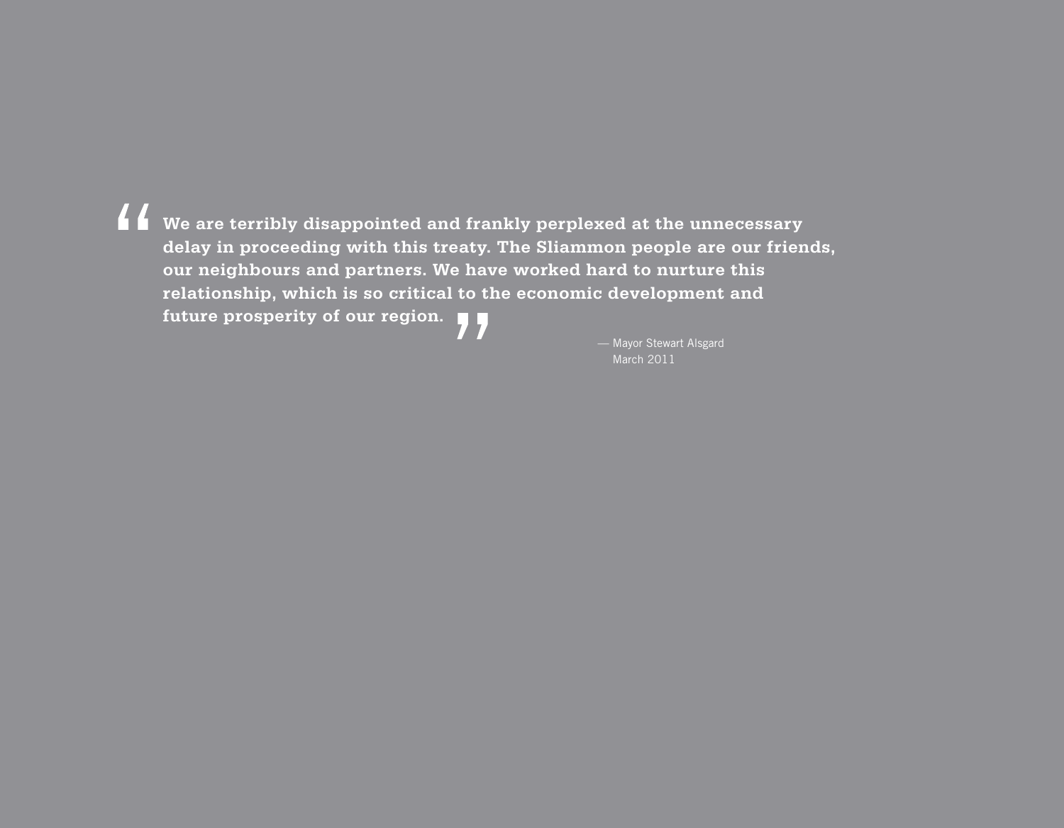> **“We are terribly disappointed and frankly perplexed at the unnecessary delay in proceeding with this treaty. The Sliammon people are our friends, our neighbours and partners. We have worked hard to nurture this relationship, which is so critical to the economic development and future prosperity of our region.”**
>
> — Mayor Stewart Alsgard
> March 2011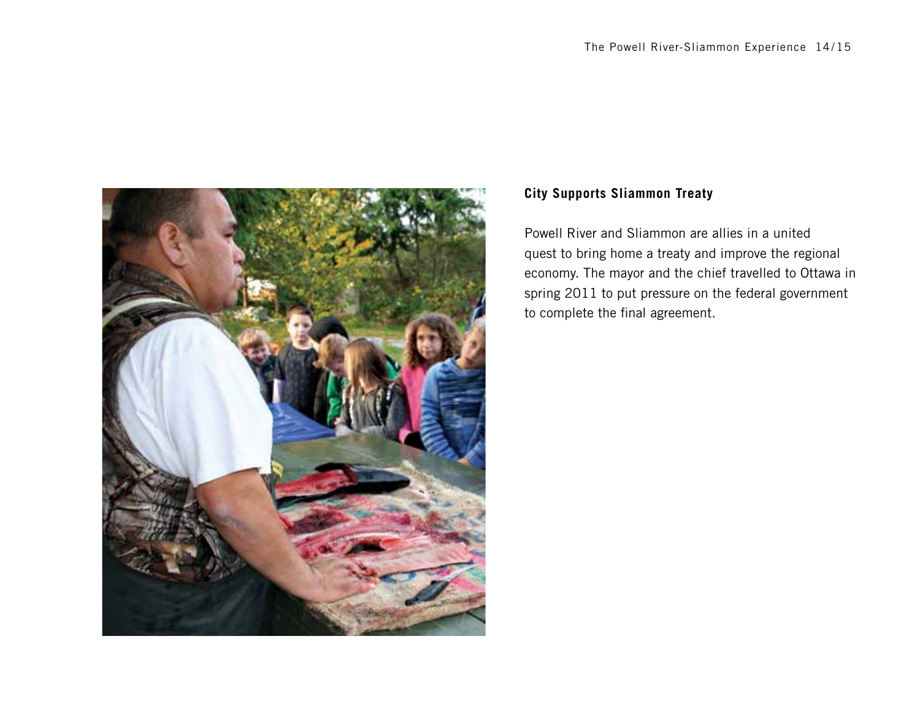**City Supports Sliammon Treaty**

Powell River and Sliammon are allies in a united quest to bring home a treaty and improve the regional economy. The mayor and the chief travelled to Ottawa in spring 2011 to put pressure on the federal government to complete the final agreement.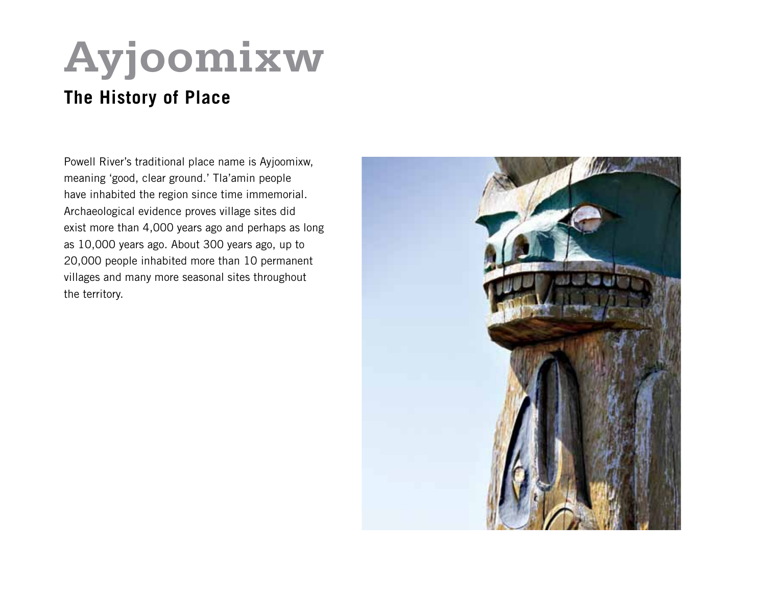# Ayjoomixw

## The History of Place

Powell River's traditional place name is Ayjoomixw, meaning 'good, clear ground.' Tla'amin people have inhabited the region since time immemorial. Archaeological evidence proves village sites did exist more than 4,000 years ago and perhaps as long as 10,000 years ago. About 300 years ago, up to 20,000 people inhabited more than 10 permanent villages and many more seasonal sites throughout the territory.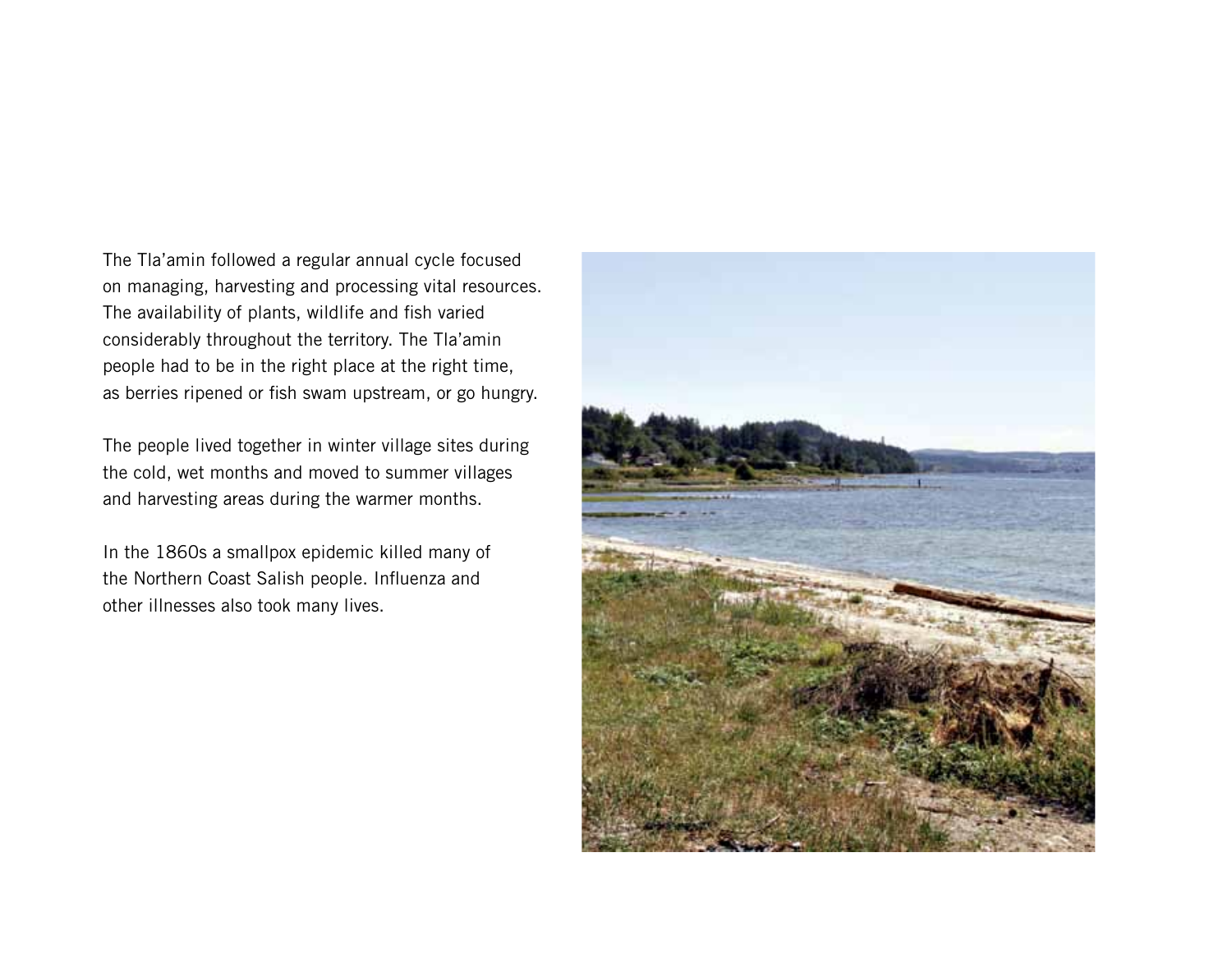The Tla'amin followed a regular annual cycle focused on managing, harvesting and processing vital resources. The availability of plants, wildlife and fish varied considerably throughout the territory. The Tla'amin people had to be in the right place at the right time, as berries ripened or fish swam upstream, or go hungry.

The people lived together in winter village sites during the cold, wet months and moved to summer villages and harvesting areas during the warmer months.

In the 1860s a smallpox epidemic killed many of the Northern Coast Salish people. Influenza and other illnesses also took many lives.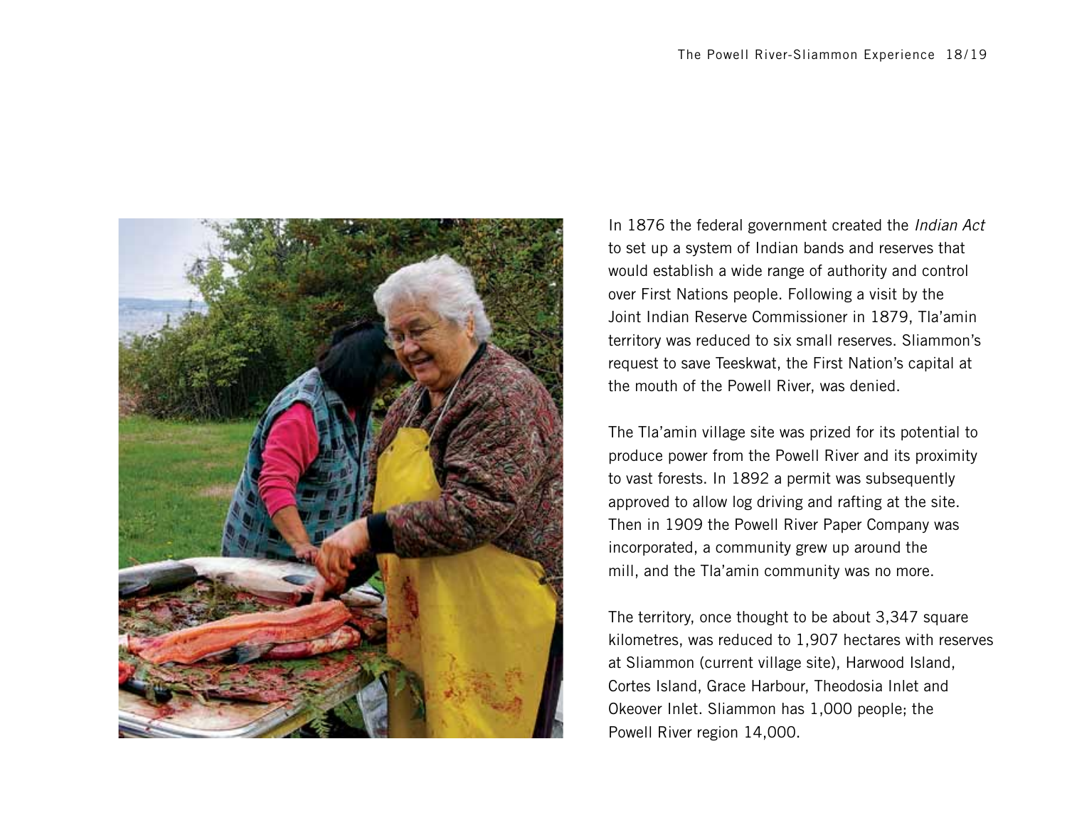In 1876 the federal government created the *Indian Act* to set up a system of Indian bands and reserves that would establish a wide range of authority and control over First Nations people. Following a visit by the Joint Indian Reserve Commissioner in 1879, Tla'amin territory was reduced to six small reserves. Sliammon's request to save Teeskwat, the First Nation's capital at the mouth of the Powell River, was denied.

The Tla'amin village site was prized for its potential to produce power from the Powell River and its proximity to vast forests. In 1892 a permit was subsequently approved to allow log driving and rafting at the site. Then in 1909 the Powell River Paper Company was incorporated, a community grew up around the mill, and the Tla'amin community was no more.

The territory, once thought to be about 3,347 square kilometres, was reduced to 1,907 hectares with reserves at Sliammon (current village site), Harwood Island, Cortes Island, Grace Harbour, Theodosia Inlet and Okeover Inlet. Sliammon has 1,000 people; the Powell River region 14,000.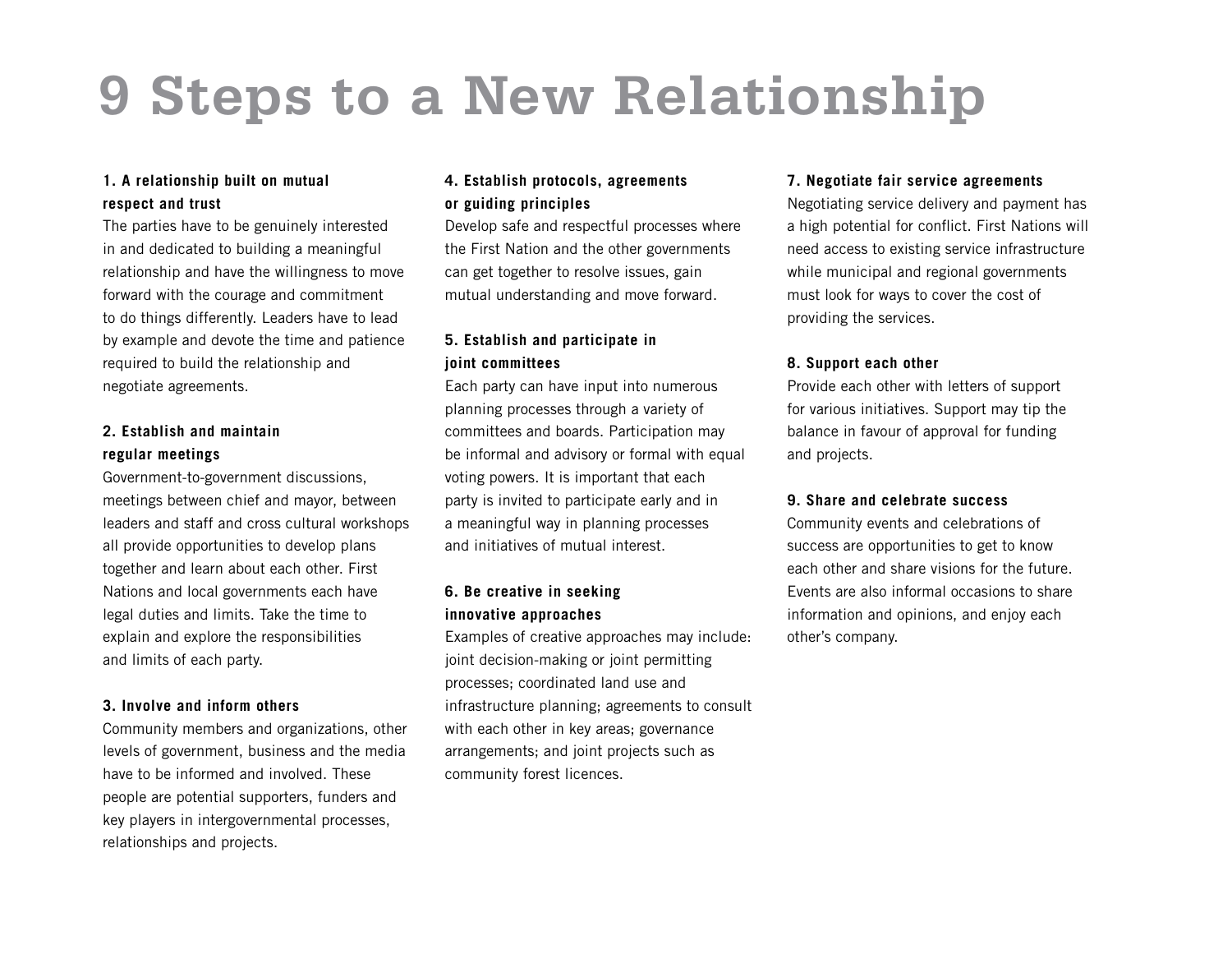# 9 Steps to a New Relationship

**1. A relationship built on mutual respect and trust**

The parties have to be genuinely interested in and dedicated to building a meaningful relationship and have the willingness to move forward with the courage and commitment to do things differently. Leaders have to lead by example and devote the time and patience required to build the relationship and negotiate agreements.

**2. Establish and maintain regular meetings**

Government-to-government discussions, meetings between chief and mayor, between leaders and staff and cross cultural workshops all provide opportunities to develop plans together and learn about each other. First Nations and local governments each have legal duties and limits. Take the time to explain and explore the responsibilities and limits of each party.

**3. Involve and inform others**

Community members and organizations, other levels of government, business and the media have to be informed and involved. These people are potential supporters, funders and key players in intergovernmental processes, relationships and projects.

**4. Establish protocols, agreements or guiding principles**

Develop safe and respectful processes where the First Nation and the other governments can get together to resolve issues, gain mutual understanding and move forward.

**5. Establish and participate in joint committees**

Each party can have input into numerous planning processes through a variety of committees and boards. Participation may be informal and advisory or formal with equal voting powers. It is important that each party is invited to participate early and in a meaningful way in planning processes and initiatives of mutual interest.

**6. Be creative in seeking innovative approaches**

Examples of creative approaches may include: joint decision-making or joint permitting processes; coordinated land use and infrastructure planning; agreements to consult with each other in key areas; governance arrangements; and joint projects such as community forest licences.

**7. Negotiate fair service agreements**

Negotiating service delivery and payment has a high potential for conflict. First Nations will need access to existing service infrastructure while municipal and regional governments must look for ways to cover the cost of providing the services.

**8. Support each other**

Provide each other with letters of support for various initiatives. Support may tip the balance in favour of approval for funding and projects.

**9. Share and celebrate success**

Community events and celebrations of success are opportunities to get to know each other and share visions for the future. Events are also informal occasions to share information and opinions, and enjoy each other's company.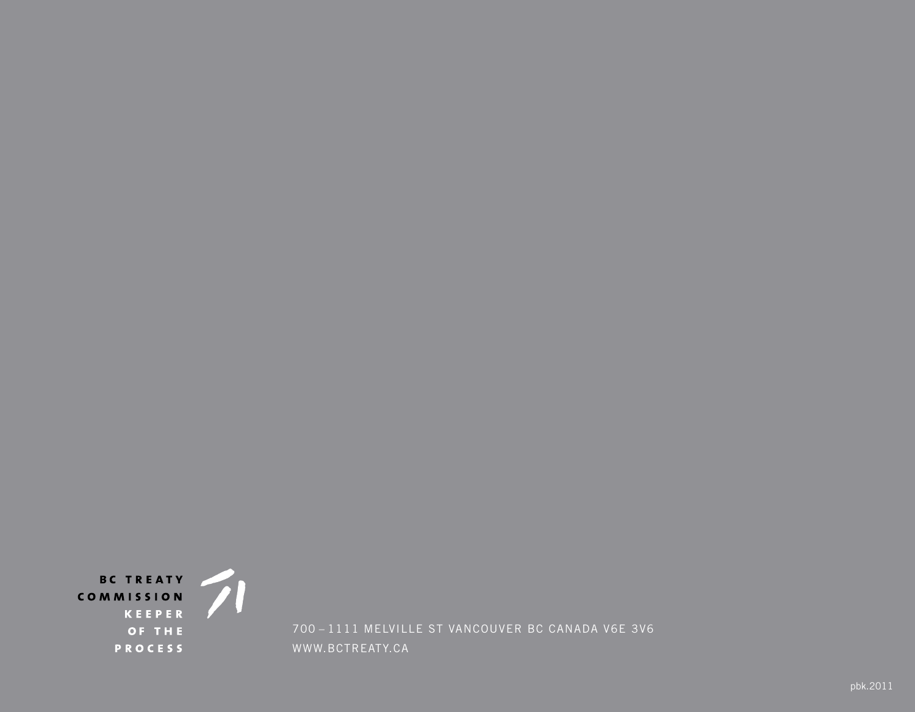BC TREATY
COMMISSION
KEEPER
OF THE
PROCESS

700 – 1111 MELVILLE ST VANCOUVER BC CANADA V6E 3V6
WWW.BCTREATY.CA

pbk.2011